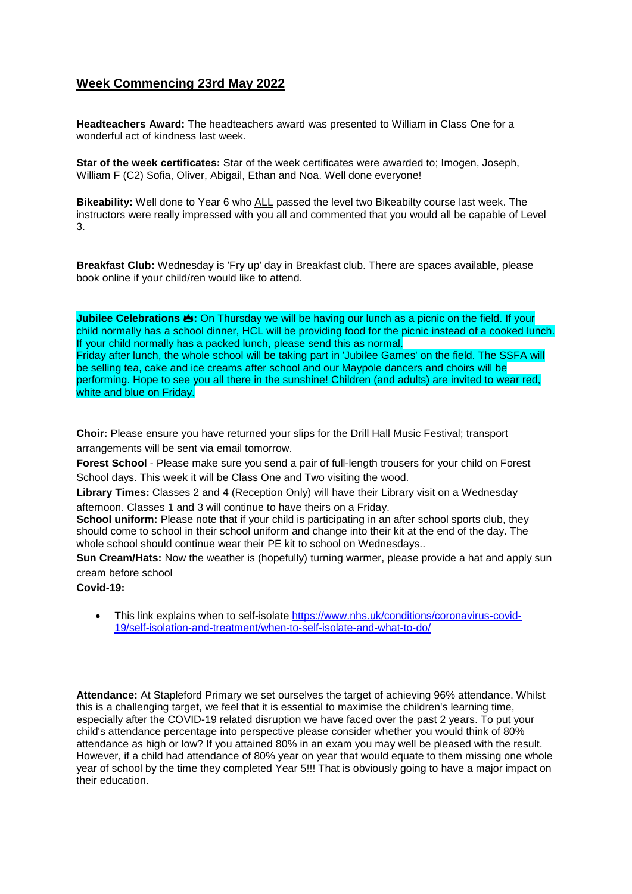## Week Commencing 23rd May 2022

**Headteachers Award:** The headteachers award was presented to William in Class One for a wonderful act of kindness last week.

**Star of the week certificates:** Star of the week certificates were awarded to; Imogen, Joseph, William F (C2) Sofia, Oliver, Abigail, Ethan and Noa. Well done everyone!

**Bikeability:** Well done to Year 6 who ALL passed the level two Bikeabilty course last week. The instructors were really impressed with you all and commented that you would all be capable of Level 3.

**Breakfast Club:** Wednesday is 'Fry up' day in Breakfast club. There are spaces available, please book online if your child/ren would like to attend.

**Jubilee Celebrations 👑:** On Thursday we will be having our lunch as a picnic on the field. If your child normally has a school dinner, HCL will be providing food for the picnic instead of a cooked lunch. If your child normally has a packed lunch, please send this as normal.
Friday after lunch, the whole school will be taking part in 'Jubilee Games' on the field. The SSFA will be selling tea, cake and ice creams after school and our Maypole dancers and choirs will be performing. Hope to see you all there in the sunshine! Children (and adults) are invited to wear red, white and blue on Friday.

**Choir:** Please ensure you have returned your slips for the Drill Hall Music Festival; transport arrangements will be sent via email tomorrow.

**Forest School** - Please make sure you send a pair of full-length trousers for your child on Forest School days. This week it will be Class One and Two visiting the wood.

**Library Times:** Classes 2 and 4 (Reception Only) will have their Library visit on a Wednesday afternoon. Classes 1 and 3 will continue to have theirs on a Friday.

**School uniform:** Please note that if your child is participating in an after school sports club, they should come to school in their school uniform and change into their kit at the end of the day. The whole school should continue wear their PE kit to school on Wednesdays..

**Sun Cream/Hats:** Now the weather is (hopefully) turning warmer, please provide a hat and apply sun cream before school

**Covid-19:**

- This link explains when to self-isolate https://www.nhs.uk/conditions/coronavirus-covid-19/self-isolation-and-treatment/when-to-self-isolate-and-what-to-do/

**Attendance:** At Stapleford Primary we set ourselves the target of achieving 96% attendance. Whilst this is a challenging target, we feel that it is essential to maximise the children's learning time, especially after the COVID-19 related disruption we have faced over the past 2 years. To put your child's attendance percentage into perspective please consider whether you would think of 80% attendance as high or low? If you attained 80% in an exam you may well be pleased with the result. However, if a child had attendance of 80% year on year that would equate to them missing one whole year of school by the time they completed Year 5!!! That is obviously going to have a major impact on their education.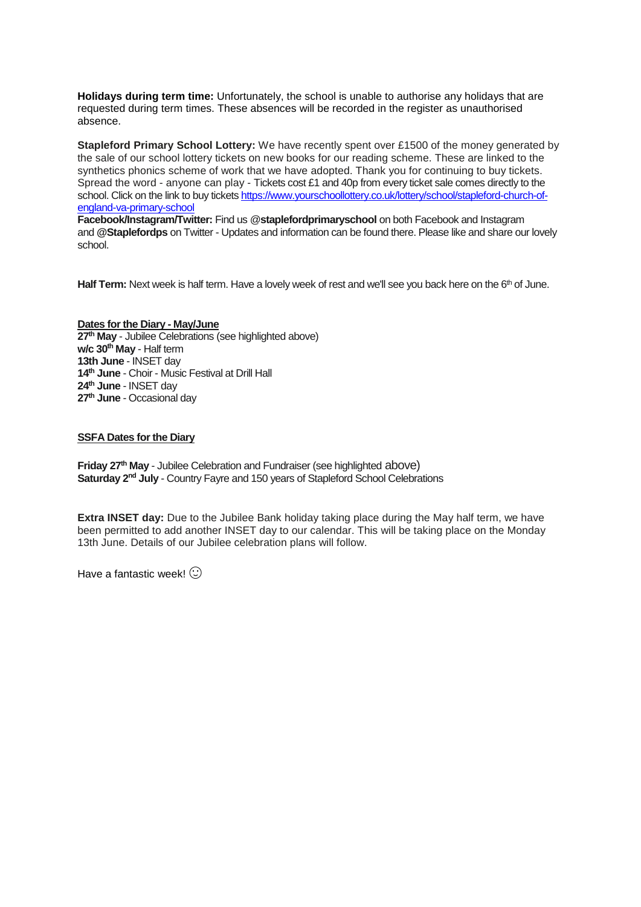**Holidays during term time:** Unfortunately, the school is unable to authorise any holidays that are requested during term times. These absences will be recorded in the register as unauthorised absence.

**Stapleford Primary School Lottery:** We have recently spent over £1500 of the money generated by the sale of our school lottery tickets on new books for our reading scheme. These are linked to the synthetics phonics scheme of work that we have adopted. Thank you for continuing to buy tickets. Spread the word - anyone can play - Tickets cost £1 and 40p from every ticket sale comes directly to the school. Click on the link to buy tickets [https://www.yourschoollottery.co.uk/lottery/school/stapleford-church-of-england-va-primary-school](https://www.yourschoollottery.co.uk/lottery/school/stapleford-church-of-england-va-primary-school)

**Facebook/Instagram/Twitter:** Find us @**staplefordprimaryschool** on both Facebook and Instagram and **@Staplefordps** on Twitter - Updates and information can be found there. Please like and share our lovely school.

**Half Term:** Next week is half term. Have a lovely week of rest and we'll see you back here on the 6th of June.

**Dates for the Diary - May/June**

**27th May** - Jubilee Celebrations (see highlighted above)
**w/c 30th May** - Half term
**13th June** - INSET day
**14th June** - Choir - Music Festival at Drill Hall
**24th June** - INSET day
**27th June** - Occasional day

**SSFA Dates for the Diary**

**Friday 27th May** - Jubilee Celebration and Fundraiser (see highlighted above)
**Saturday 2nd July** - Country Fayre and 150 years of Stapleford School Celebrations

**Extra INSET day:** Due to the Jubilee Bank holiday taking place during the May half term, we have been permitted to add another INSET day to our calendar. This will be taking place on the Monday 13th June. Details of our Jubilee celebration plans will follow.

Have a fantastic week! ☺